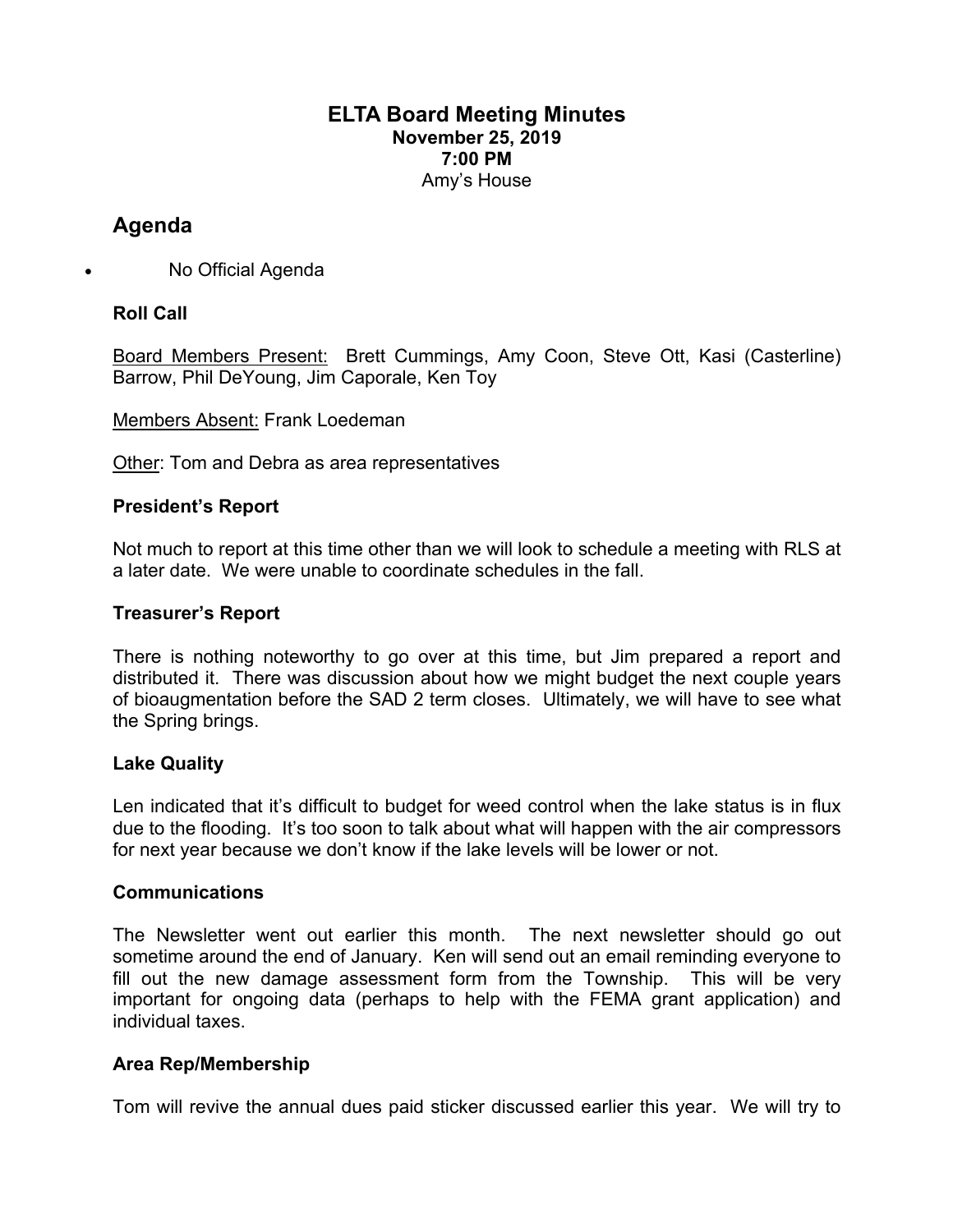# ELTA Board Meeting Minutes

**November 25, 2019**
**7:00 PM**
Amy's House

## Agenda

- No Official Agenda

### Roll Call

Board Members Present: Brett Cummings, Amy Coon, Steve Ott, Kasi (Casterline) Barrow, Phil DeYoung, Jim Caporale, Ken Toy

Members Absent: Frank Loedeman

Other: Tom and Debra as area representatives

### President's Report

Not much to report at this time other than we will look to schedule a meeting with RLS at a later date. We were unable to coordinate schedules in the fall.

### Treasurer's Report

There is nothing noteworthy to go over at this time, but Jim prepared a report and distributed it. There was discussion about how we might budget the next couple years of bioaugmentation before the SAD 2 term closes. Ultimately, we will have to see what the Spring brings.

### Lake Quality

Len indicated that it's difficult to budget for weed control when the lake status is in flux due to the flooding. It's too soon to talk about what will happen with the air compressors for next year because we don't know if the lake levels will be lower or not.

### Communications

The Newsletter went out earlier this month. The next newsletter should go out sometime around the end of January. Ken will send out an email reminding everyone to fill out the new damage assessment form from the Township. This will be very important for ongoing data (perhaps to help with the FEMA grant application) and individual taxes.

### Area Rep/Membership

Tom will revive the annual dues paid sticker discussed earlier this year. We will try to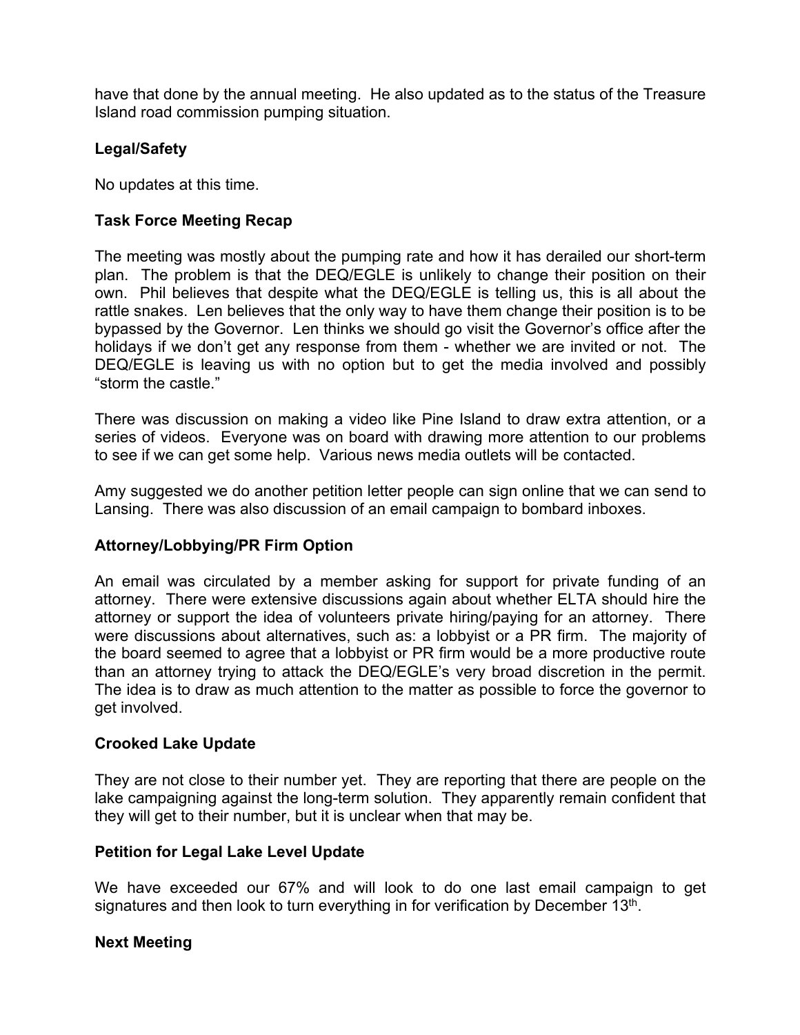have that done by the annual meeting. He also updated as to the status of the Treasure Island road commission pumping situation.

**Legal/Safety**

No updates at this time.

**Task Force Meeting Recap**

The meeting was mostly about the pumping rate and how it has derailed our short-term plan. The problem is that the DEQ/EGLE is unlikely to change their position on their own. Phil believes that despite what the DEQ/EGLE is telling us, this is all about the rattle snakes. Len believes that the only way to have them change their position is to be bypassed by the Governor. Len thinks we should go visit the Governor's office after the holidays if we don't get any response from them - whether we are invited or not. The DEQ/EGLE is leaving us with no option but to get the media involved and possibly "storm the castle."

There was discussion on making a video like Pine Island to draw extra attention, or a series of videos. Everyone was on board with drawing more attention to our problems to see if we can get some help. Various news media outlets will be contacted.

Amy suggested we do another petition letter people can sign online that we can send to Lansing. There was also discussion of an email campaign to bombard inboxes.

**Attorney/Lobbying/PR Firm Option**

An email was circulated by a member asking for support for private funding of an attorney. There were extensive discussions again about whether ELTA should hire the attorney or support the idea of volunteers private hiring/paying for an attorney. There were discussions about alternatives, such as: a lobbyist or a PR firm. The majority of the board seemed to agree that a lobbyist or PR firm would be a more productive route than an attorney trying to attack the DEQ/EGLE's very broad discretion in the permit. The idea is to draw as much attention to the matter as possible to force the governor to get involved.

**Crooked Lake Update**

They are not close to their number yet. They are reporting that there are people on the lake campaigning against the long-term solution. They apparently remain confident that they will get to their number, but it is unclear when that may be.

**Petition for Legal Lake Level Update**

We have exceeded our 67% and will look to do one last email campaign to get signatures and then look to turn everything in for verification by December 13th.

**Next Meeting**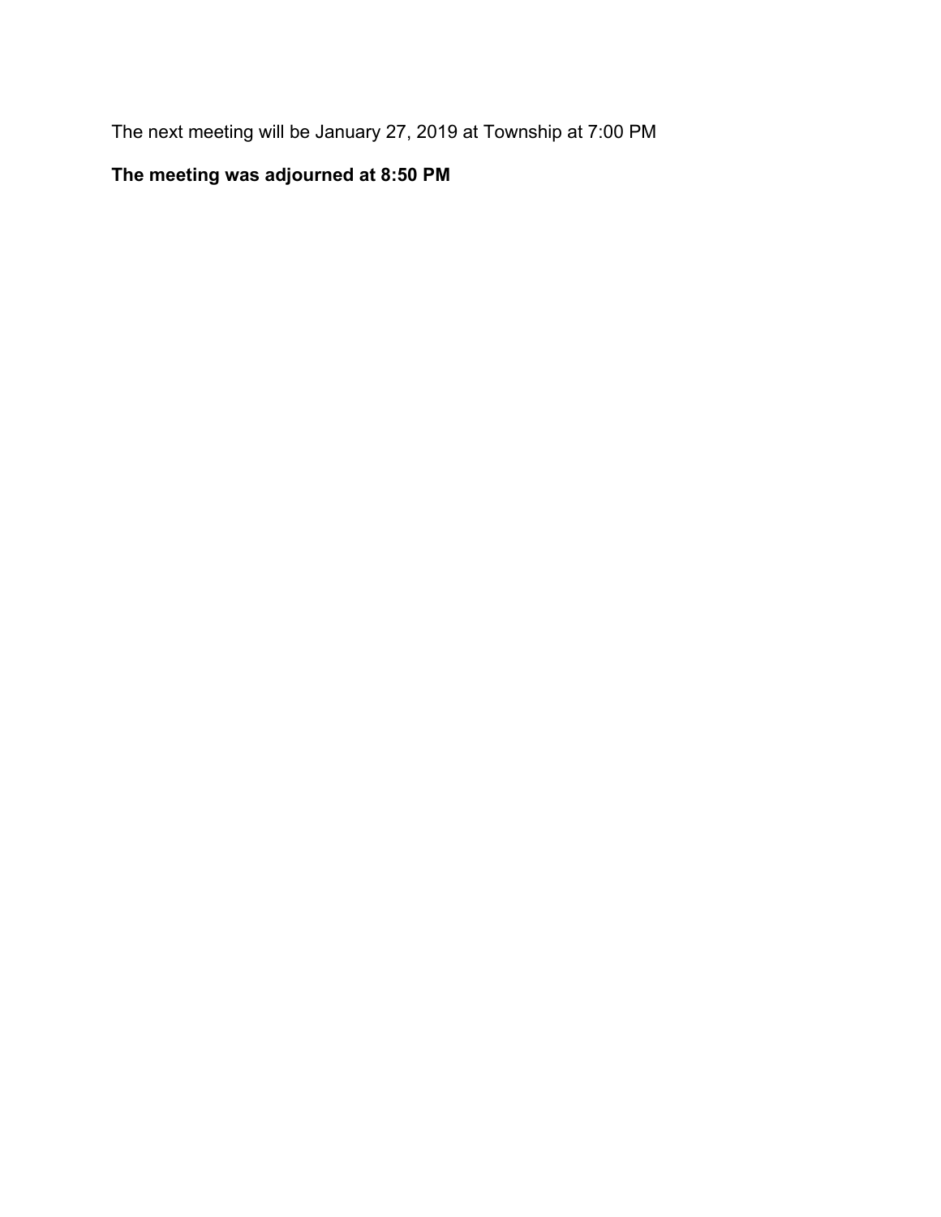The next meeting will be January 27, 2019 at Township at 7:00 PM

**The meeting was adjourned at 8:50 PM**